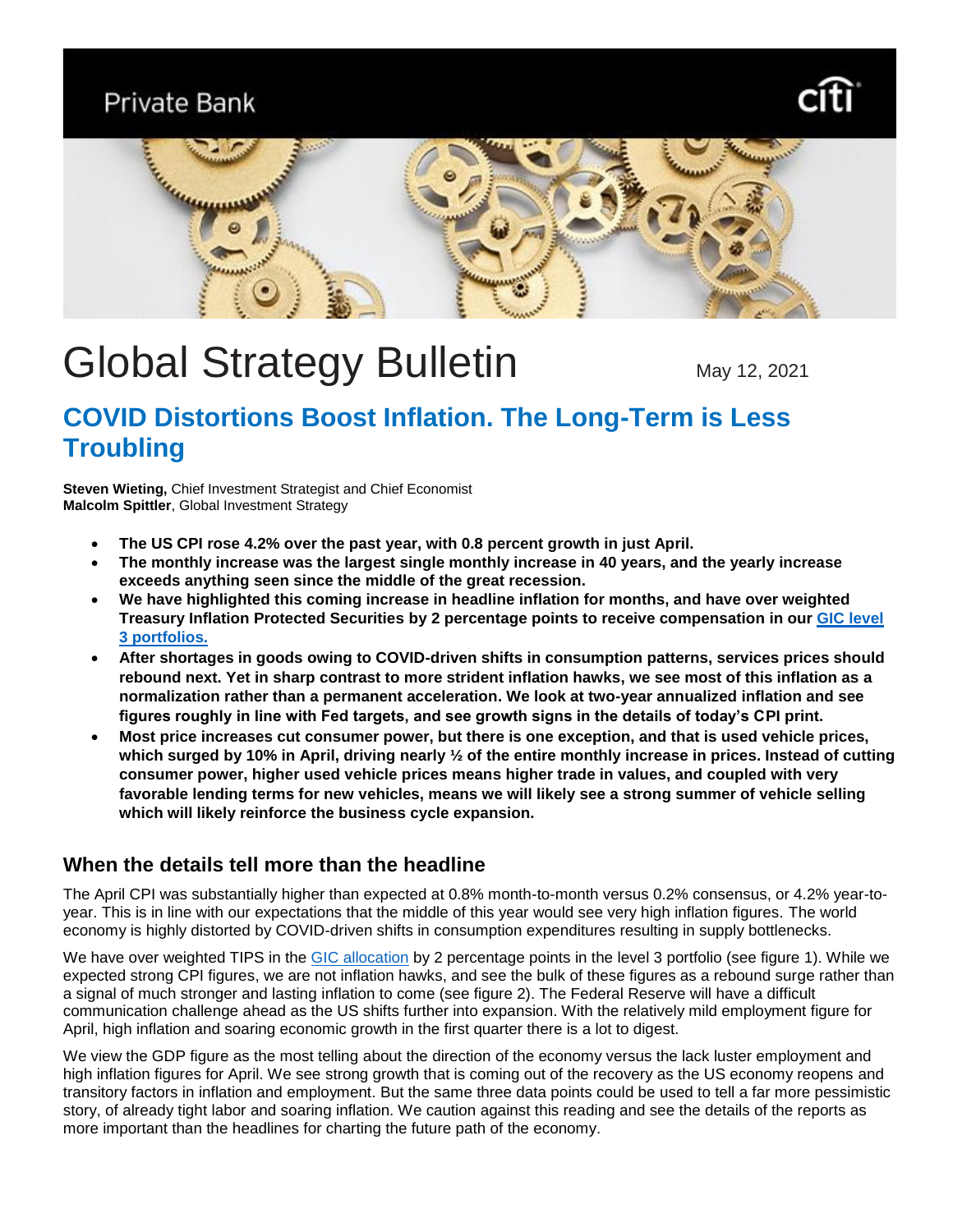Private Bank

# Global Strategy Bulletin

May 12, 2021

## COVID Distortions Boost Inflation. The Long-Term is Less Troubling

**Steven Wieting,** Chief Investment Strategist and Chief Economist
**Malcolm Spittler**, Global Investment Strategy

- **The US CPI rose 4.2% over the past year, with 0.8 percent growth in just April.**
- **The monthly increase was the largest single monthly increase in 40 years, and the yearly increase exceeds anything seen since the middle of the great recession.**
- **We have highlighted this coming increase in headline inflation for months, and have over weighted Treasury Inflation Protected Securities by 2 percentage points to receive compensation in our GIC level 3 portfolios.**
- **After shortages in goods owing to COVID-driven shifts in consumption patterns, services prices should rebound next. Yet in sharp contrast to more strident inflation hawks, we see most of this inflation as a normalization rather than a permanent acceleration. We look at two-year annualized inflation and see figures roughly in line with Fed targets, and see growth signs in the details of today's CPI print.**
- **Most price increases cut consumer power, but there is one exception, and that is used vehicle prices, which surged by 10% in April, driving nearly ½ of the entire monthly increase in prices. Instead of cutting consumer power, higher used vehicle prices means higher trade in values, and coupled with very favorable lending terms for new vehicles, means we will likely see a strong summer of vehicle selling which will likely reinforce the business cycle expansion.**

### When the details tell more than the headline

The April CPI was substantially higher than expected at 0.8% month-to-month versus 0.2% consensus, or 4.2% year-to-year. This is in line with our expectations that the middle of this year would see very high inflation figures. The world economy is highly distorted by COVID-driven shifts in consumption expenditures resulting in supply bottlenecks.

We have over weighted TIPS in the GIC allocation by 2 percentage points in the level 3 portfolio (see figure 1). While we expected strong CPI figures, we are not inflation hawks, and see the bulk of these figures as a rebound surge rather than a signal of much stronger and lasting inflation to come (see figure 2). The Federal Reserve will have a difficult communication challenge ahead as the US shifts further into expansion. With the relatively mild employment figure for April, high inflation and soaring economic growth in the first quarter there is a lot to digest.

We view the GDP figure as the most telling about the direction of the economy versus the lack luster employment and high inflation figures for April. We see strong growth that is coming out of the recovery as the US economy reopens and transitory factors in inflation and employment. But the same three data points could be used to tell a far more pessimistic story, of already tight labor and soaring inflation. We caution against this reading and see the details of the reports as more important than the headlines for charting the future path of the economy.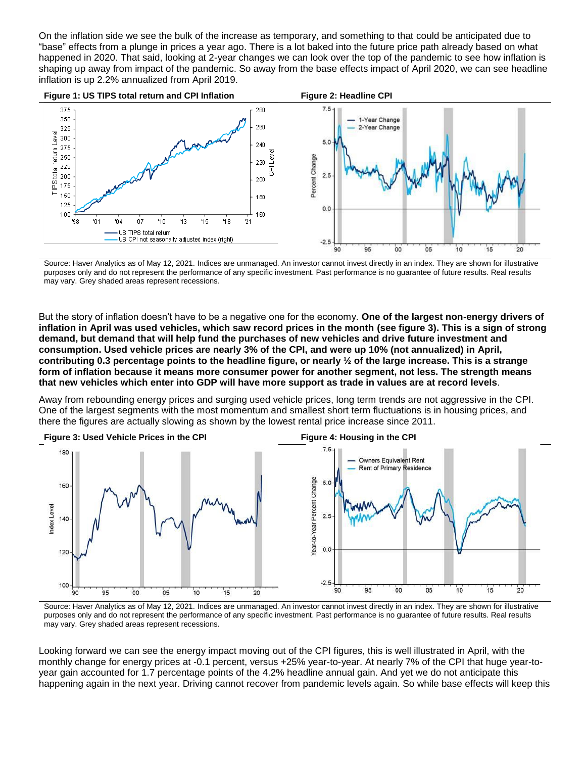On the inflation side we see the bulk of the increase as temporary, and something to that could be anticipated due to "base" effects from a plunge in prices a year ago. There is a lot baked into the future price path already based on what happened in 2020. That said, looking at 2-year changes we can look over the top of the pandemic to see how inflation is shaping up away from impact of the pandemic. So away from the base effects impact of April 2020, we can see headline inflation is up 2.2% annualized from April 2019.

**Figure 1: US TIPS total return and CPI Inflation**

**Figure 2: Headline CPI**

Source: Haver Analytics as of May 12, 2021. Indices are unmanaged. An investor cannot invest directly in an index. They are shown for illustrative purposes only and do not represent the performance of any specific investment. Past performance is no guarantee of future results. Real results may vary. Grey shaded areas represent recessions.

But the story of inflation doesn't have to be a negative one for the economy. **One of the largest non-energy drivers of inflation in April was used vehicles, which saw record prices in the month (see figure 3). This is a sign of strong demand, but demand that will help fund the purchases of new vehicles and drive future investment and consumption. Used vehicle prices are nearly 3% of the CPI, and were up 10% (not annualized) in April, contributing 0.3 percentage points to the headline figure, or nearly ½ of the large increase. This is a strange form of inflation because it means more consumer power for another segment, not less. The strength means that new vehicles which enter into GDP will have more support as trade in values are at record levels**.

Away from rebounding energy prices and surging used vehicle prices, long term trends are not aggressive in the CPI. One of the largest segments with the most momentum and smallest short term fluctuations is in housing prices, and there the figures are actually slowing as shown by the lowest rental price increase since 2011.

**Figure 3: Used Vehicle Prices in the CPI**

**Figure 4: Housing in the CPI**

Source: Haver Analytics as of May 12, 2021. Indices are unmanaged. An investor cannot invest directly in an index. They are shown for illustrative purposes only and do not represent the performance of any specific investment. Past performance is no guarantee of future results. Real results may vary. Grey shaded areas represent recessions.

Looking forward we can see the energy impact moving out of the CPI figures, this is well illustrated in April, with the monthly change for energy prices at -0.1 percent, versus +25% year-to-year. At nearly 7% of the CPI that huge year-to-year gain accounted for 1.7 percentage points of the 4.2% headline annual gain. And yet we do not anticipate this happening again in the next year. Driving cannot recover from pandemic levels again. So while base effects will keep this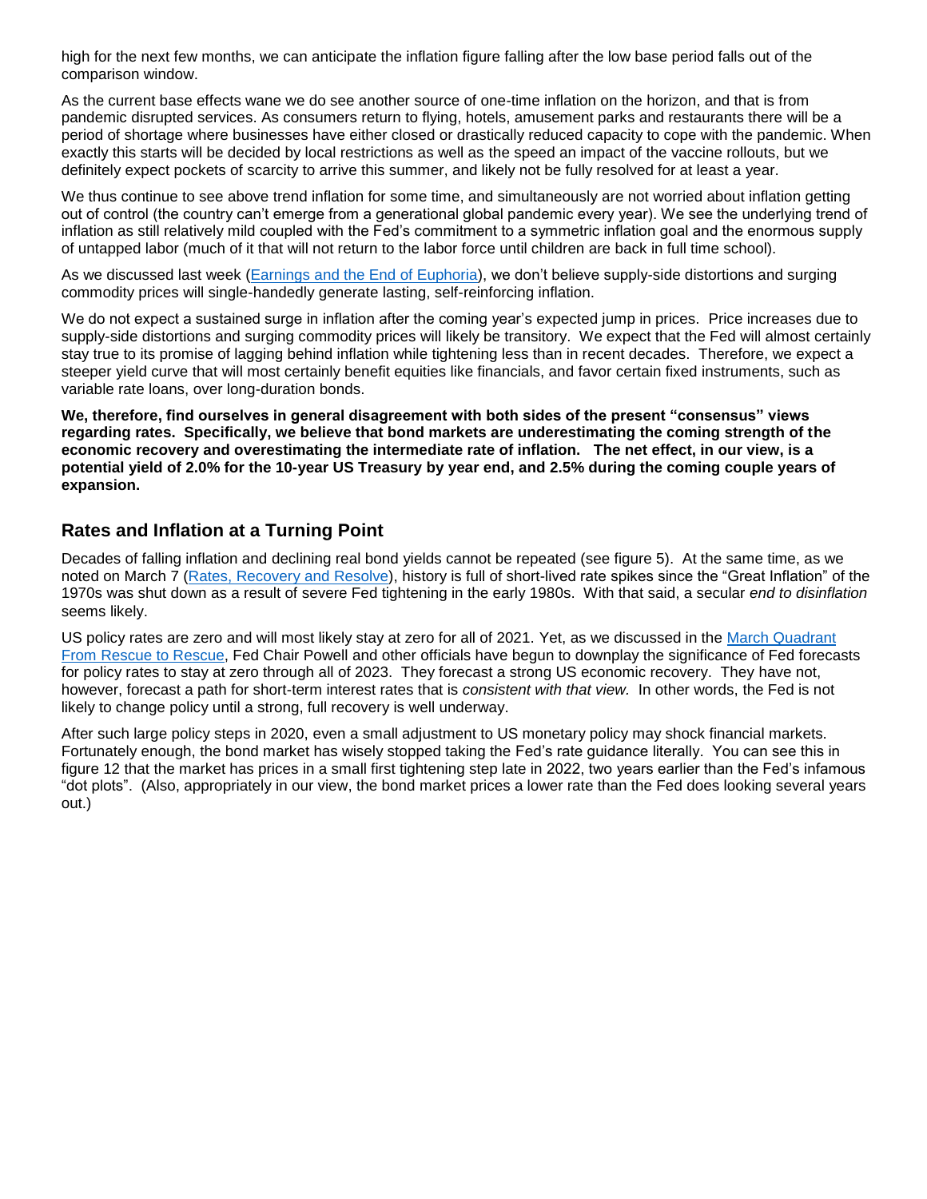high for the next few months, we can anticipate the inflation figure falling after the low base period falls out of the comparison window.

As the current base effects wane we do see another source of one-time inflation on the horizon, and that is from pandemic disrupted services. As consumers return to flying, hotels, amusement parks and restaurants there will be a period of shortage where businesses have either closed or drastically reduced capacity to cope with the pandemic. When exactly this starts will be decided by local restrictions as well as the speed an impact of the vaccine rollouts, but we definitely expect pockets of scarcity to arrive this summer, and likely not be fully resolved for at least a year.

We thus continue to see above trend inflation for some time, and simultaneously are not worried about inflation getting out of control (the country can't emerge from a generational global pandemic every year). We see the underlying trend of inflation as still relatively mild coupled with the Fed's commitment to a symmetric inflation goal and the enormous supply of untapped labor (much of it that will not return to the labor force until children are back in full time school).

As we discussed last week ([Earnings and the End of Euphoria]), we don't believe supply-side distortions and surging commodity prices will single-handedly generate lasting, self-reinforcing inflation.

We do not expect a sustained surge in inflation after the coming year's expected jump in prices. Price increases due to supply-side distortions and surging commodity prices will likely be transitory. We expect that the Fed will almost certainly stay true to its promise of lagging behind inflation while tightening less than in recent decades. Therefore, we expect a steeper yield curve that will most certainly benefit equities like financials, and favor certain fixed instruments, such as variable rate loans, over long-duration bonds.

**We, therefore, find ourselves in general disagreement with both sides of the present "consensus" views regarding rates. Specifically, we believe that bond markets are underestimating the coming strength of the economic recovery and overestimating the intermediate rate of inflation. The net effect, in our view, is a potential yield of 2.0% for the 10-year US Treasury by year end, and 2.5% during the coming couple years of expansion.**

## Rates and Inflation at a Turning Point

Decades of falling inflation and declining real bond yields cannot be repeated (see figure 5). At the same time, as we noted on March 7 ([Rates, Recovery and Resolve]), history is full of short-lived rate spikes since the "Great Inflation" of the 1970s was shut down as a result of severe Fed tightening in the early 1980s. With that said, a secular *end to disinflation* seems likely.

US policy rates are zero and will most likely stay at zero for all of 2021. Yet, as we discussed in the [March Quadrant From Rescue to Rescue], Fed Chair Powell and other officials have begun to downplay the significance of Fed forecasts for policy rates to stay at zero through all of 2023. They forecast a strong US economic recovery. They have not, however, forecast a path for short-term interest rates that is *consistent with that view.* In other words, the Fed is not likely to change policy until a strong, full recovery is well underway.

After such large policy steps in 2020, even a small adjustment to US monetary policy may shock financial markets. Fortunately enough, the bond market has wisely stopped taking the Fed's rate guidance literally. You can see this in figure 12 that the market has prices in a small first tightening step late in 2022, two years earlier than the Fed's infamous "dot plots". (Also, appropriately in our view, the bond market prices a lower rate than the Fed does looking several years out.)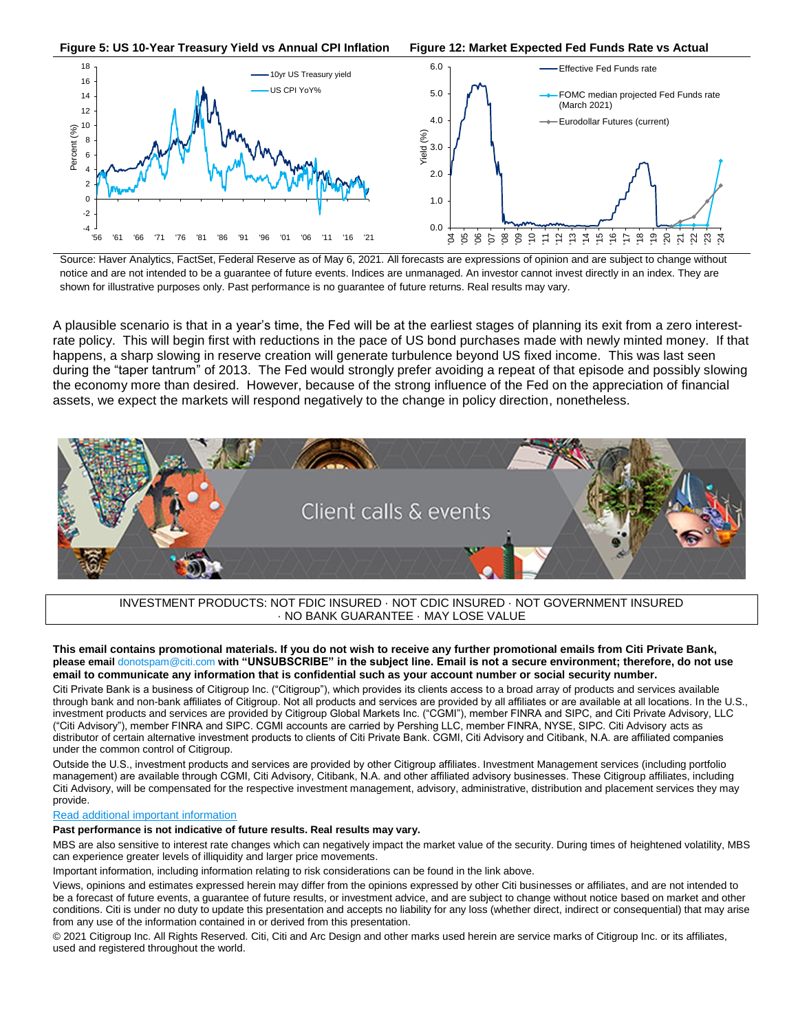**Figure 5: US 10-Year Treasury Yield vs Annual CPI Inflation**

**Figure 12: Market Expected Fed Funds Rate vs Actual**

Source: Haver Analytics, FactSet, Federal Reserve as of May 6, 2021. All forecasts are expressions of opinion and are subject to change without notice and are not intended to be a guarantee of future events. Indices are unmanaged. An investor cannot invest directly in an index. They are shown for illustrative purposes only. Past performance is no guarantee of future returns. Real results may vary.

A plausible scenario is that in a year's time, the Fed will be at the earliest stages of planning its exit from a zero interest-rate policy. This will begin first with reductions in the pace of US bond purchases made with newly minted money. If that happens, a sharp slowing in reserve creation will generate turbulence beyond US fixed income. This was last seen during the "taper tantrum" of 2013. The Fed would strongly prefer avoiding a repeat of that episode and possibly slowing the economy more than desired. However, because of the strong influence of the Fed on the appreciation of financial assets, we expect the markets will respond negatively to the change in policy direction, nonetheless.

Client calls & events

INVESTMENT PRODUCTS: NOT FDIC INSURED · NOT CDIC INSURED · NOT GOVERNMENT INSURED · NO BANK GUARANTEE · MAY LOSE VALUE

**This email contains promotional materials. If you do not wish to receive any further promotional emails from Citi Private Bank, please email** donotspam@citi.com **with "UNSUBSCRIBE" in the subject line. Email is not a secure environment; therefore, do not use email to communicate any information that is confidential such as your account number or social security number.**

Citi Private Bank is a business of Citigroup Inc. ("Citigroup"), which provides its clients access to a broad array of products and services available through bank and non-bank affiliates of Citigroup. Not all products and services are provided by all affiliates or are available at all locations. In the U.S., investment products and services are provided by Citigroup Global Markets Inc. ("CGMI"), member FINRA and SIPC, and Citi Private Advisory, LLC ("Citi Advisory"), member FINRA and SIPC. CGMI accounts are carried by Pershing LLC, member FINRA, NYSE, SIPC. Citi Advisory acts as distributor of certain alternative investment products to clients of Citi Private Bank. CGMI, Citi Advisory and Citibank, N.A. are affiliated companies under the common control of Citigroup.

Outside the U.S., investment products and services are provided by other Citigroup affiliates. Investment Management services (including portfolio management) are available through CGMI, Citi Advisory, Citibank, N.A. and other affiliated advisory businesses. These Citigroup affiliates, including Citi Advisory, will be compensated for the respective investment management, advisory, administrative, distribution and placement services they may provide.

Read additional important information

**Past performance is not indicative of future results. Real results may vary.**

MBS are also sensitive to interest rate changes which can negatively impact the market value of the security. During times of heightened volatility, MBS can experience greater levels of illiquidity and larger price movements.

Important information, including information relating to risk considerations can be found in the link above.

Views, opinions and estimates expressed herein may differ from the opinions expressed by other Citi businesses or affiliates, and are not intended to be a forecast of future events, a guarantee of future results, or investment advice, and are subject to change without notice based on market and other conditions. Citi is under no duty to update this presentation and accepts no liability for any loss (whether direct, indirect or consequential) that may arise from any use of the information contained in or derived from this presentation.

© 2021 Citigroup Inc. All Rights Reserved. Citi, Citi and Arc Design and other marks used herein are service marks of Citigroup Inc. or its affiliates, used and registered throughout the world.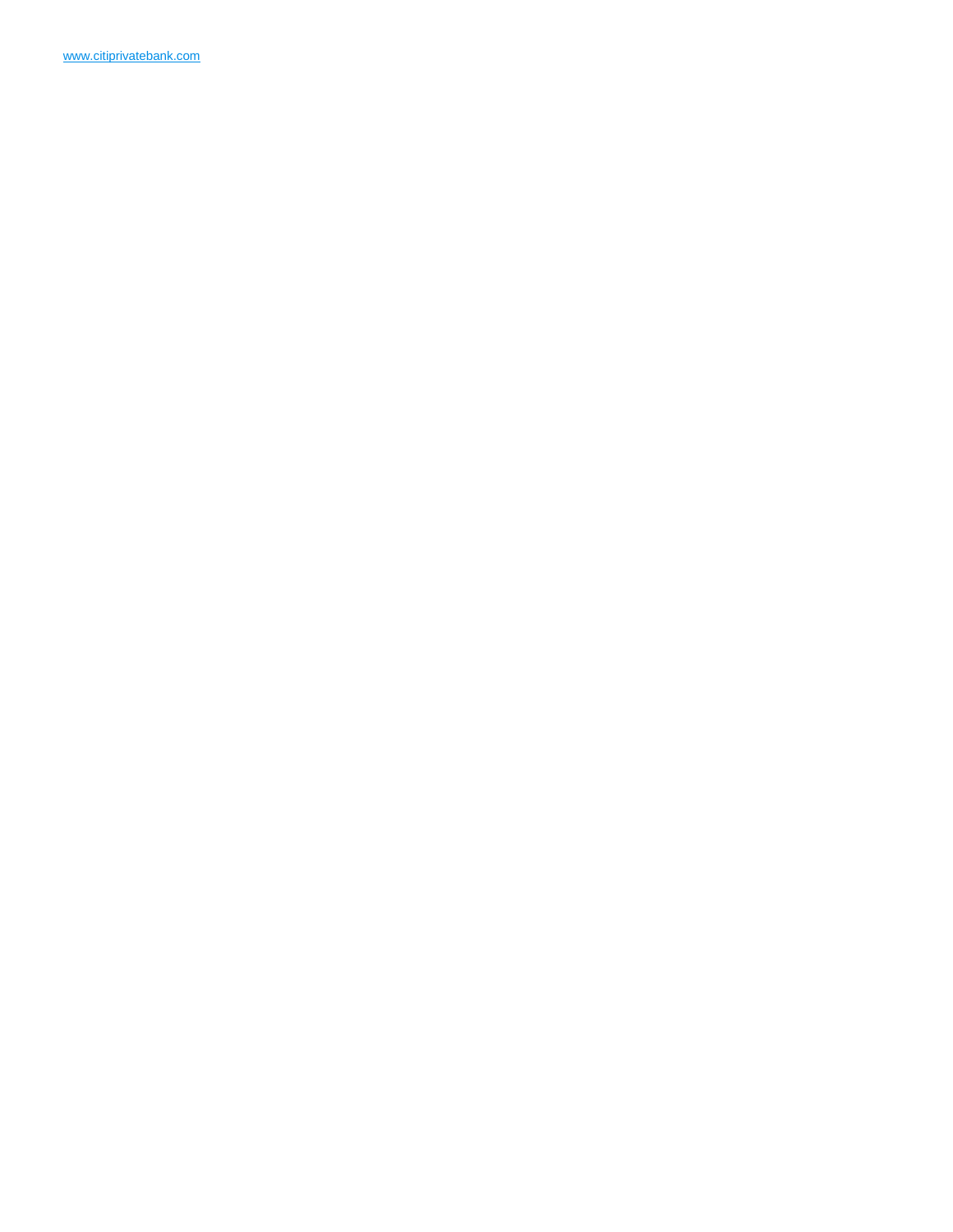www.citiprivatebank.com